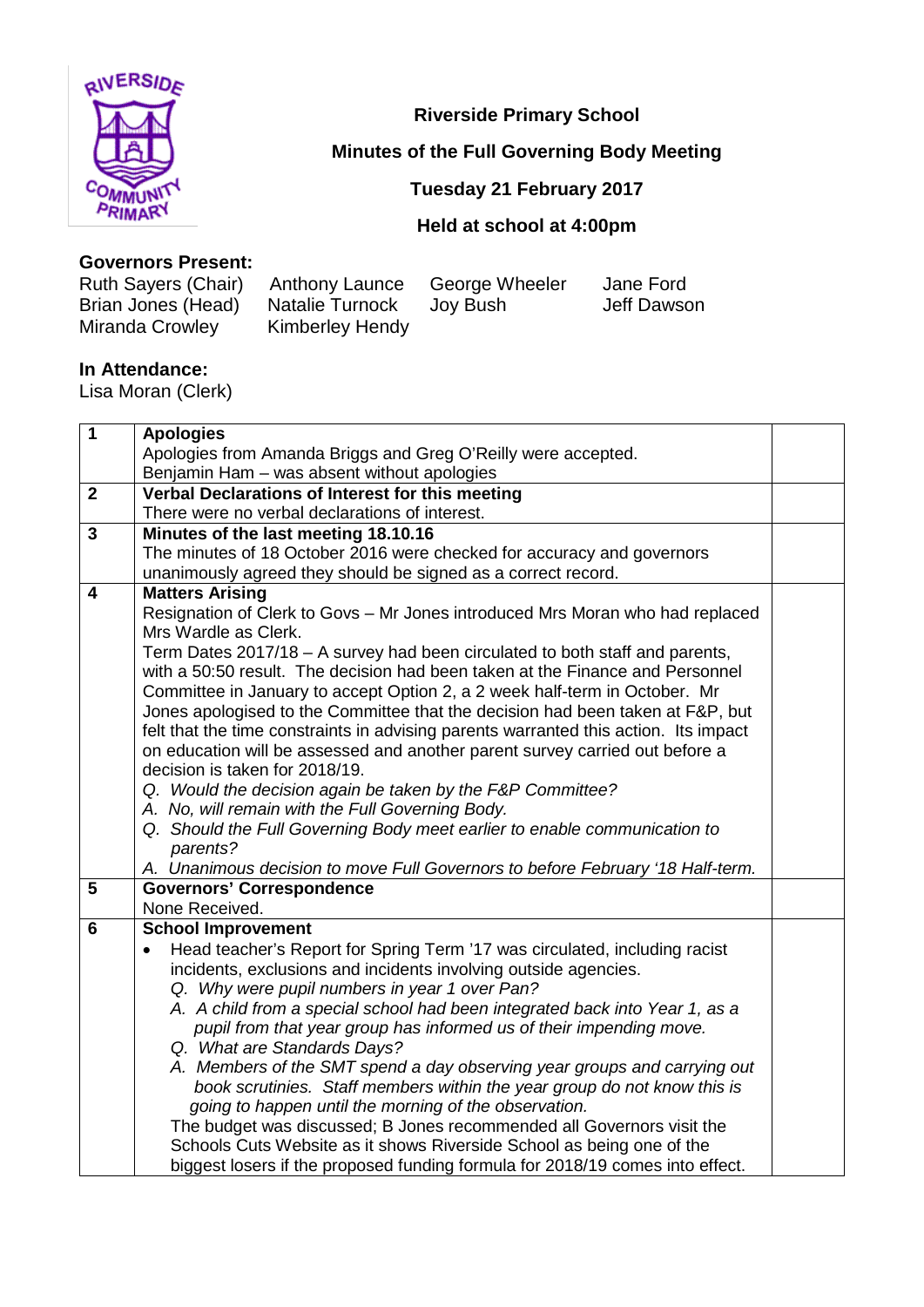**Riverside Primary School**

**Minutes of the Full Governing Body Meeting**

**Tuesday 21 February 2017**

**Held at school at 4:00pm**

**Governors Present:**

| | | | |
|---|---|---|---|
| Ruth Sayers (Chair) | Anthony Launce | George Wheeler | Jane Ford |
| Brian Jones (Head) | Natalie Turnock | Joy Bush | Jeff Dawson |
| Miranda Crowley | Kimberley Hendy | | |

**In Attendance:**
Lisa Moran (Clerk)

| | | |
|---|---|---|
| **1** | **Apologies**<br>Apologies from Amanda Briggs and Greg O'Reilly were accepted.<br>Benjamin Ham – was absent without apologies | |
| **2** | **Verbal Declarations of Interest for this meeting**<br>There were no verbal declarations of interest. | |
| **3** | **Minutes of the last meeting 18.10.16**<br>The minutes of 18 October 2016 were checked for accuracy and governors unanimously agreed they should be signed as a correct record. | |
| **4** | **Matters Arising**<br>Resignation of Clerk to Govs – Mr Jones introduced Mrs Moran who had replaced Mrs Wardle as Clerk.<br>Term Dates 2017/18 – A survey had been circulated to both staff and parents, with a 50:50 result. The decision had been taken at the Finance and Personnel Committee in January to accept Option 2, a 2 week half-term in October. Mr Jones apologised to the Committee that the decision had been taken at F&P, but felt that the time constraints in advising parents warranted this action. Its impact on education will be assessed and another parent survey carried out before a decision is taken for 2018/19.<br>*Q. Would the decision again be taken by the F&P Committee?*<br>*A. No, will remain with the Full Governing Body.*<br>*Q. Should the Full Governing Body meet earlier to enable communication to parents?*<br>*A. Unanimous decision to move Full Governors to before February '18 Half-term.* | |
| **5** | **Governors' Correspondence**<br>None Received. | |
| **6** | **School Improvement**<br>• Head teacher's Report for Spring Term '17 was circulated, including racist incidents, exclusions and incidents involving outside agencies.<br>*Q. Why were pupil numbers in year 1 over Pan?*<br>*A. A child from a special school had been integrated back into Year 1, as a pupil from that year group has informed us of their impending move.*<br>*Q. What are Standards Days?*<br>*A. Members of the SMT spend a day observing year groups and carrying out book scrutinies. Staff members within the year group do not know this is going to happen until the morning of the observation.*<br>The budget was discussed; B Jones recommended all Governors visit the Schools Cuts Website as it shows Riverside School as being one of the biggest losers if the proposed funding formula for 2018/19 comes into effect. | |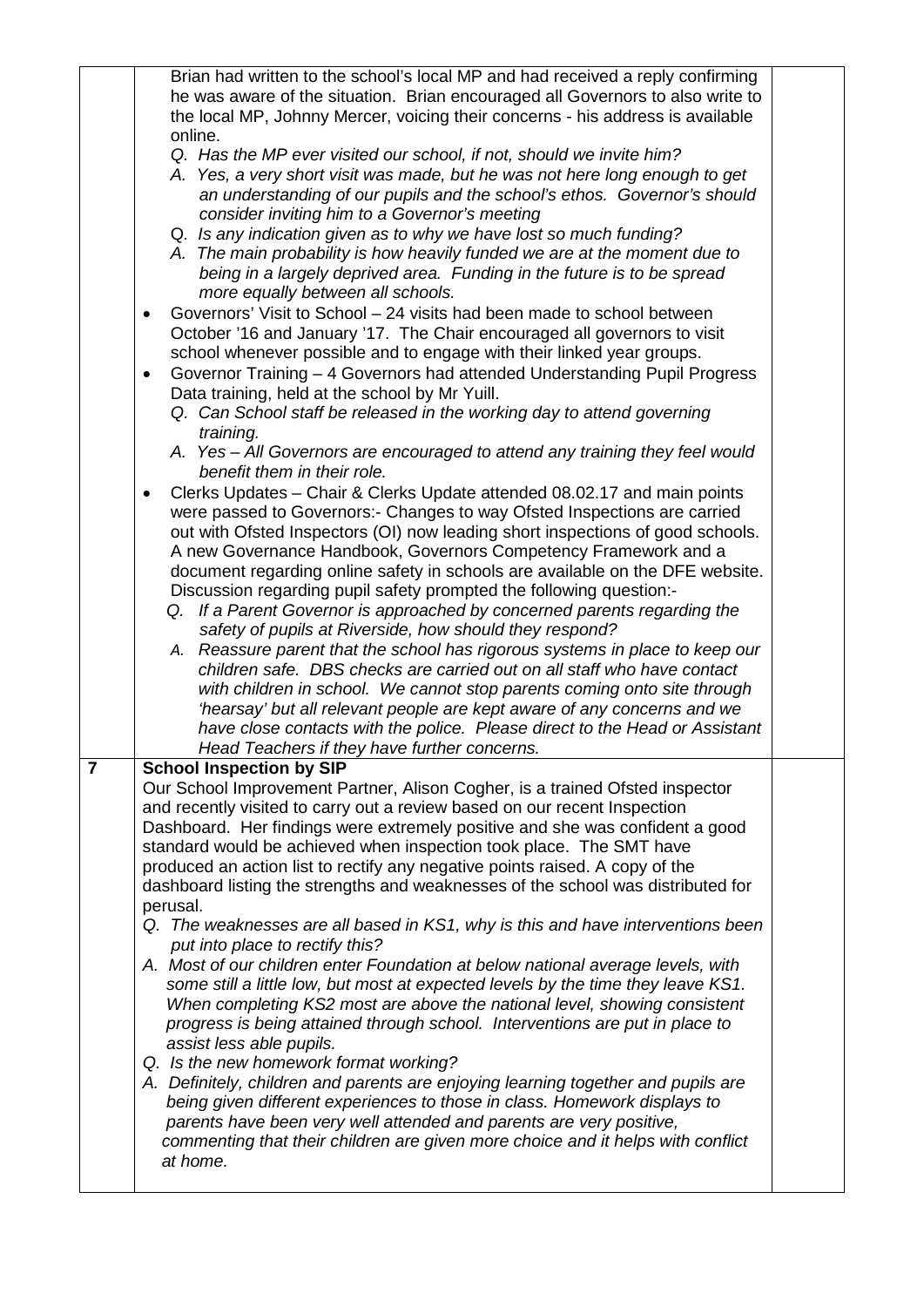| | | |
|---|---|---|
| | Brian had written to the school's local MP and had received a reply confirming he was aware of the situation. Brian encouraged all Governors to also write to the local MP, Johnny Mercer, voicing their concerns - his address is available online.<br>*Q. Has the MP ever visited our school, if not, should we invite him?*<br>*A. Yes, a very short visit was made, but he was not here long enough to get an understanding of our pupils and the school's ethos. Governor's should consider inviting him to a Governor's meeting*<br>*Q. Is any indication given as to why we have lost so much funding?*<br>*A. The main probability is how heavily funded we are at the moment due to being in a largely deprived area. Funding in the future is to be spread more equally between all schools.*<br>• Governors' Visit to School – 24 visits had been made to school between October '16 and January '17. The Chair encouraged all governors to visit school whenever possible and to engage with their linked year groups.<br>• Governor Training – 4 Governors had attended Understanding Pupil Progress Data training, held at the school by Mr Yuill.<br>*Q. Can School staff be released in the working day to attend governing training.*<br>*A. Yes – All Governors are encouraged to attend any training they feel would benefit them in their role.*<br>• Clerks Updates – Chair & Clerks Update attended 08.02.17 and main points were passed to Governors:- Changes to way Ofsted Inspections are carried out with Ofsted Inspectors (OI) now leading short inspections of good schools. A new Governance Handbook, Governors Competency Framework and a document regarding online safety in schools are available on the DFE website. Discussion regarding pupil safety prompted the following question:-<br>*Q. If a Parent Governor is approached by concerned parents regarding the safety of pupils at Riverside, how should they respond?*<br>*A. Reassure parent that the school has rigorous systems in place to keep our children safe. DBS checks are carried out on all staff who have contact with children in school. We cannot stop parents coming onto site through 'hearsay' but all relevant people are kept aware of any concerns and we have close contacts with the police. Please direct to the Head or Assistant Head Teachers if they have further concerns.* | |
| **7** | **School Inspection by SIP**<br>Our School Improvement Partner, Alison Cogher, is a trained Ofsted inspector and recently visited to carry out a review based on our recent Inspection Dashboard. Her findings were extremely positive and she was confident a good standard would be achieved when inspection took place. The SMT have produced an action list to rectify any negative points raised. A copy of the dashboard listing the strengths and weaknesses of the school was distributed for perusal.<br>*Q. The weaknesses are all based in KS1, why is this and have interventions been put into place to rectify this?*<br>*A. Most of our children enter Foundation at below national average levels, with some still a little low, but most at expected levels by the time they leave KS1. When completing KS2 most are above the national level, showing consistent progress is being attained through school. Interventions are put in place to assist less able pupils.*<br>*Q. Is the new homework format working?*<br>*A. Definitely, children and parents are enjoying learning together and pupils are being given different experiences to those in class. Homework displays to parents have been very well attended and parents are very positive, commenting that their children are given more choice and it helps with conflict at home.* | |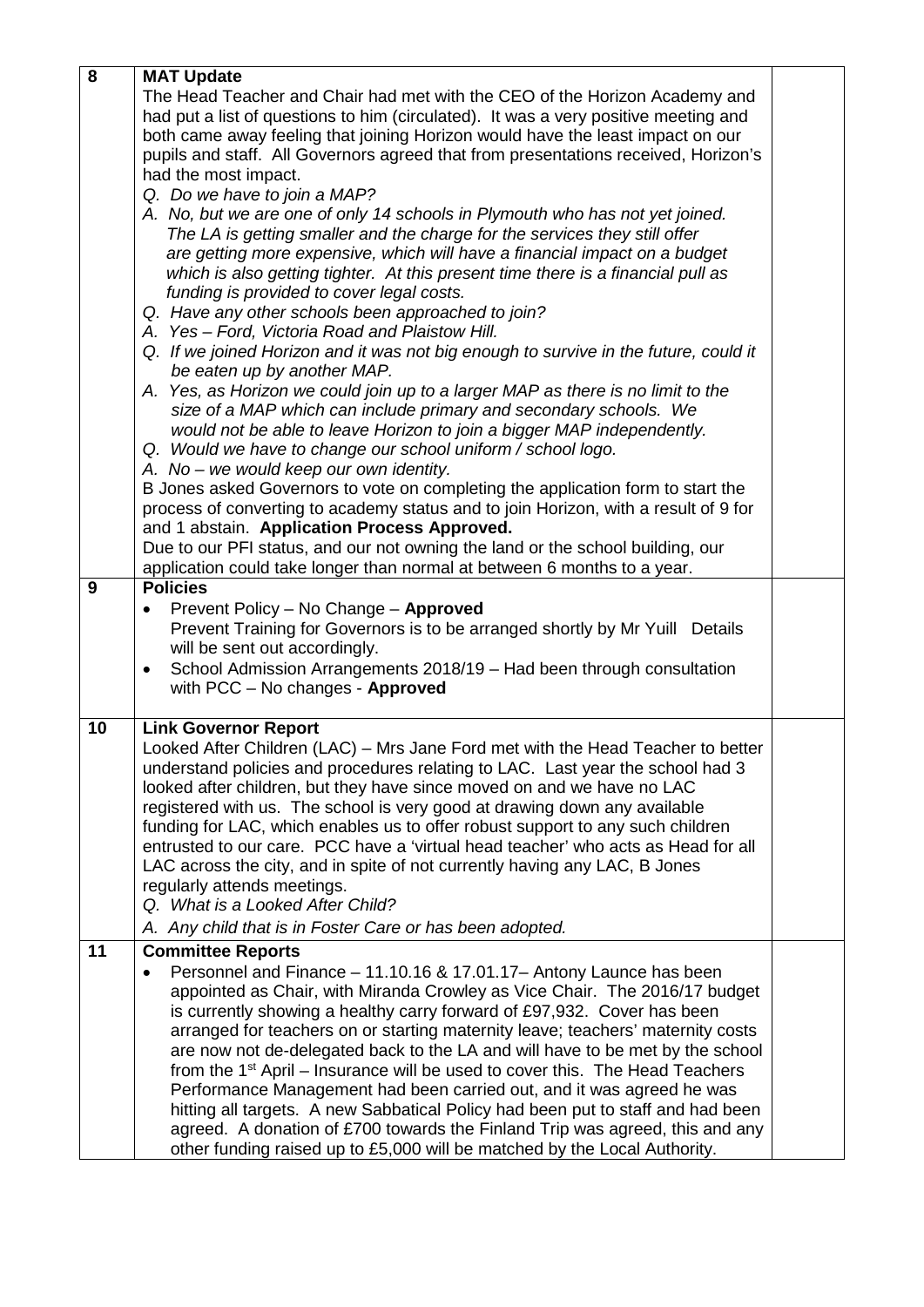| | | |
|---|---|---|
| 8 | **MAT Update**<br>The Head Teacher and Chair had met with the CEO of the Horizon Academy and had put a list of questions to him (circulated). It was a very positive meeting and both came away feeling that joining Horizon would have the least impact on our pupils and staff. All Governors agreed that from presentations received, Horizon's had the most impact.<br>*Q. Do we have to join a MAP?*<br>*A. No, but we are one of only 14 schools in Plymouth who has not yet joined. The LA is getting smaller and the charge for the services they still offer are getting more expensive, which will have a financial impact on a budget which is also getting tighter. At this present time there is a financial pull as funding is provided to cover legal costs.*<br>*Q. Have any other schools been approached to join?*<br>*A. Yes – Ford, Victoria Road and Plaistow Hill.*<br>*Q. If we joined Horizon and it was not big enough to survive in the future, could it be eaten up by another MAP.*<br>*A. Yes, as Horizon we could join up to a larger MAP as there is no limit to the size of a MAP which can include primary and secondary schools. We would not be able to leave Horizon to join a bigger MAP independently.*<br>*Q. Would we have to change our school uniform / school logo.*<br>*A. No – we would keep our own identity.*<br>B Jones asked Governors to vote on completing the application form to start the process of converting to academy status and to join Horizon, with a result of 9 for and 1 abstain. **Application Process Approved.**<br>Due to our PFI status, and our not owning the land or the school building, our application could take longer than normal at between 6 months to a year. | |
| 9 | **Policies**<br>• Prevent Policy – No Change – **Approved**<br>Prevent Training for Governors is to be arranged shortly by Mr Yuill Details will be sent out accordingly.<br>• School Admission Arrangements 2018/19 – Had been through consultation with PCC – No changes - **Approved** | |
| 10 | **Link Governor Report**<br>Looked After Children (LAC) – Mrs Jane Ford met with the Head Teacher to better understand policies and procedures relating to LAC. Last year the school had 3 looked after children, but they have since moved on and we have no LAC registered with us. The school is very good at drawing down any available funding for LAC, which enables us to offer robust support to any such children entrusted to our care. PCC have a 'virtual head teacher' who acts as Head for all LAC across the city, and in spite of not currently having any LAC, B Jones regularly attends meetings.<br>*Q. What is a Looked After Child?*<br>*A. Any child that is in Foster Care or has been adopted.* | |
| 11 | **Committee Reports**<br>• Personnel and Finance – 11.10.16 & 17.01.17– Antony Launce has been appointed as Chair, with Miranda Crowley as Vice Chair. The 2016/17 budget is currently showing a healthy carry forward of £97,932. Cover has been arranged for teachers on or starting maternity leave; teachers' maternity costs are now not de-delegated back to the LA and will have to be met by the school from the 1st April – Insurance will be used to cover this. The Head Teachers Performance Management had been carried out, and it was agreed he was hitting all targets. A new Sabbatical Policy had been put to staff and had been agreed. A donation of £700 towards the Finland Trip was agreed, this and any other funding raised up to £5,000 will be matched by the Local Authority. | |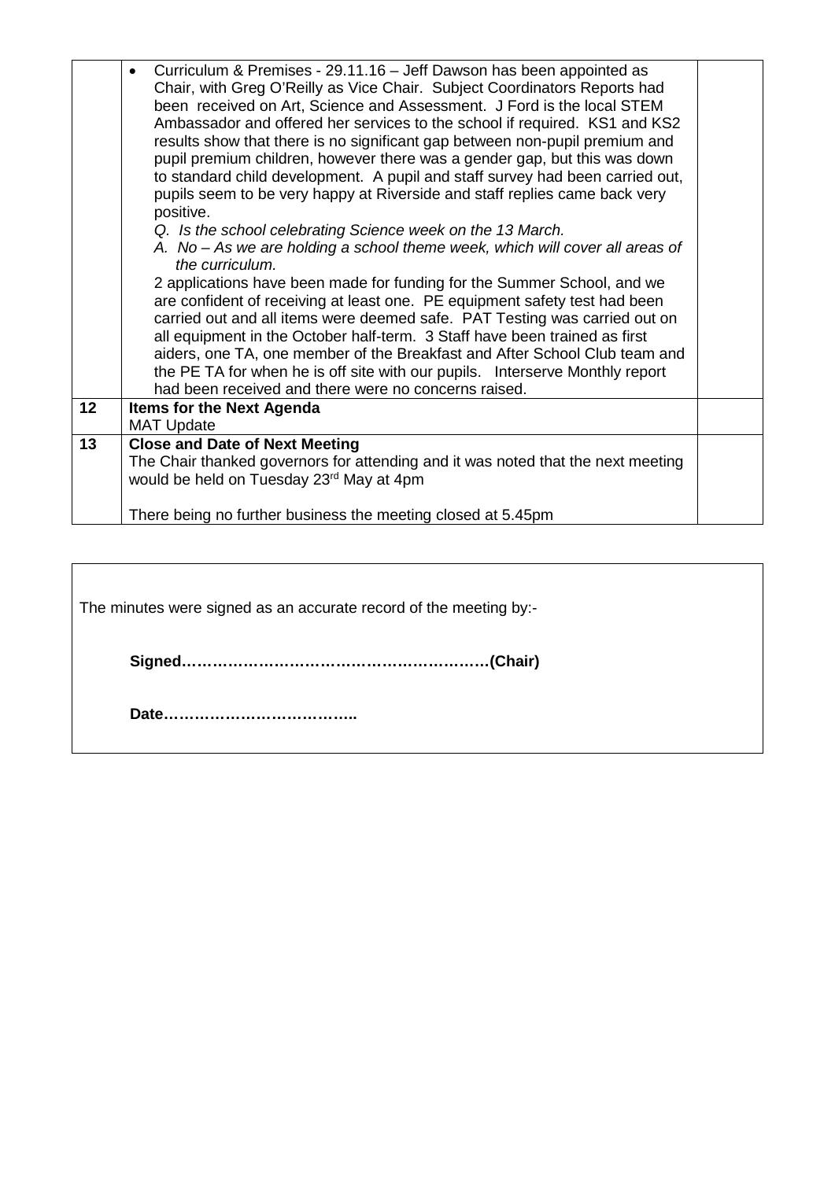| | | |
|---|---|---|
| | • Curriculum & Premises - 29.11.16 – Jeff Dawson has been appointed as Chair, with Greg O'Reilly as Vice Chair. Subject Coordinators Reports had been received on Art, Science and Assessment. J Ford is the local STEM Ambassador and offered her services to the school if required. KS1 and KS2 results show that there is no significant gap between non-pupil premium and pupil premium children, however there was a gender gap, but this was down to standard child development. A pupil and staff survey had been carried out, pupils seem to be very happy at Riverside and staff replies came back very positive.<br>*Q. Is the school celebrating Science week on the 13 March.*<br>*A. No – As we are holding a school theme week, which will cover all areas of the curriculum.*<br>2 applications have been made for funding for the Summer School, and we are confident of receiving at least one. PE equipment safety test had been carried out and all items were deemed safe. PAT Testing was carried out on all equipment in the October half-term. 3 Staff have been trained as first aiders, one TA, one member of the Breakfast and After School Club team and the PE TA for when he is off site with our pupils. Interserve Monthly report had been received and there were no concerns raised. | |
| **12** | **Items for the Next Agenda**<br>MAT Update | |
| **13** | **Close and Date of Next Meeting**<br>The Chair thanked governors for attending and it was noted that the next meeting would be held on Tuesday 23rd May at 4pm<br><br>There being no further business the meeting closed at 5.45pm | |

The minutes were signed as an accurate record of the meeting by:-

**Signed…………………………………………………(Chair)**

**Date………………………………..**